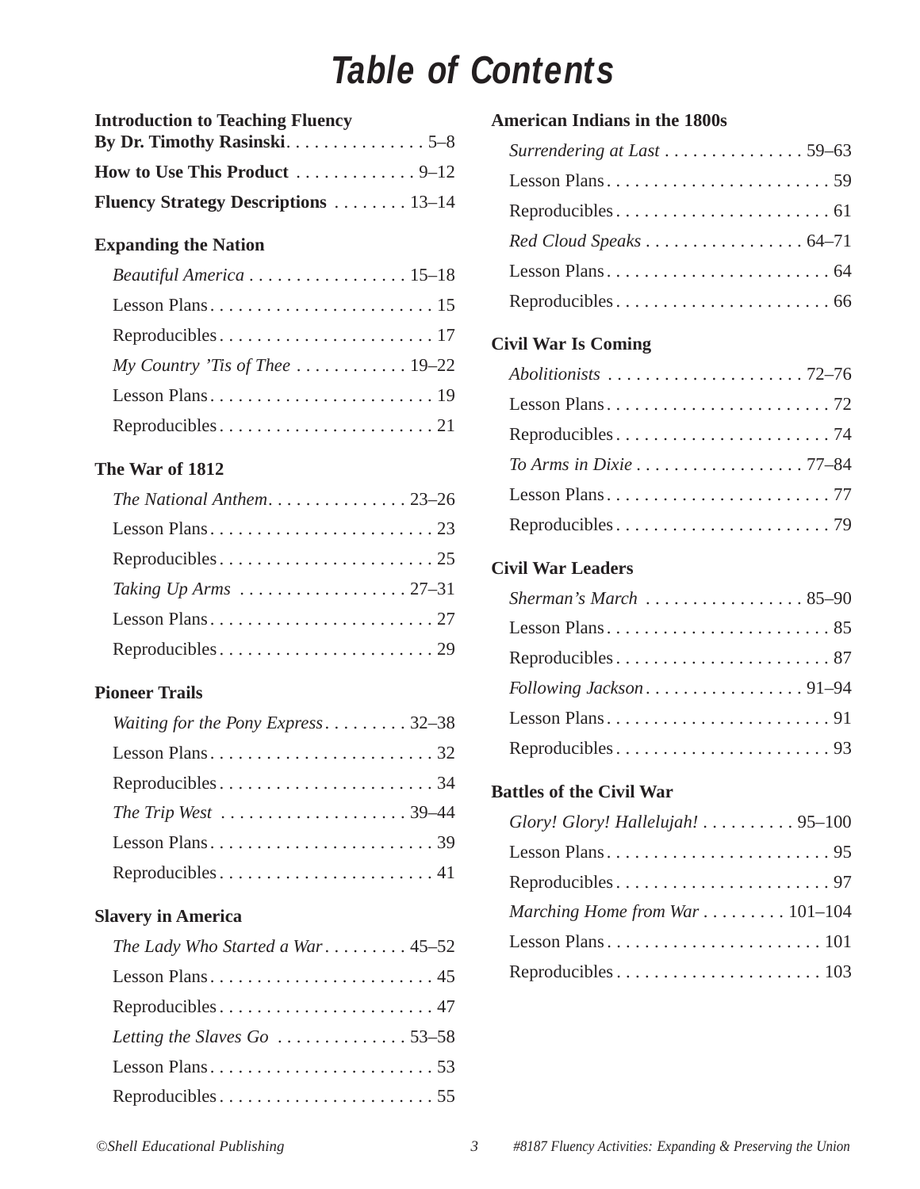# Table of Contents

**Introduction to Teaching Fluency By Dr. Timothy Rasinski** . . . . . . . . . . . . . . . 5–8

**How to Use This Product** . . . . . . . . . . . . . 9–12

**Fluency Strategy Descriptions** . . . . . . . . 13–14

**Expanding the Nation**

- *Beautiful America* . . . . . . . . . . . . . . . . . 15–18
  - Lesson Plans . . . . . . . . . . . . . . . . . . . . . . . . . 15
  - Reproducibles . . . . . . . . . . . . . . . . . . . . . . . 17
- *My Country 'Tis of Thee* . . . . . . . . . . . . 19–22
  - Lesson Plans . . . . . . . . . . . . . . . . . . . . . . . . . 19
  - Reproducibles . . . . . . . . . . . . . . . . . . . . . . . 21

**The War of 1812**

- *The National Anthem* . . . . . . . . . . . . . . . 23–26
  - Lesson Plans . . . . . . . . . . . . . . . . . . . . . . . . . 23
  - Reproducibles . . . . . . . . . . . . . . . . . . . . . . . 25
- *Taking Up Arms* . . . . . . . . . . . . . . . . . . 27–31
  - Lesson Plans . . . . . . . . . . . . . . . . . . . . . . . . . 27
  - Reproducibles . . . . . . . . . . . . . . . . . . . . . . . 29

**Pioneer Trails**

- *Waiting for the Pony Express* . . . . . . . . . 32–38
  - Lesson Plans . . . . . . . . . . . . . . . . . . . . . . . . . 32
  - Reproducibles . . . . . . . . . . . . . . . . . . . . . . . 34
- *The Trip West* . . . . . . . . . . . . . . . . . . . . 39–44
  - Lesson Plans . . . . . . . . . . . . . . . . . . . . . . . . . 39
  - Reproducibles . . . . . . . . . . . . . . . . . . . . . . . 41

**Slavery in America**

- *The Lady Who Started a War* . . . . . . . . . 45–52
  - Lesson Plans . . . . . . . . . . . . . . . . . . . . . . . . . 45
  - Reproducibles . . . . . . . . . . . . . . . . . . . . . . . 47
- *Letting the Slaves Go* . . . . . . . . . . . . . . 53–58
  - Lesson Plans . . . . . . . . . . . . . . . . . . . . . . . . . 53
  - Reproducibles . . . . . . . . . . . . . . . . . . . . . . . 55

**American Indians in the 1800s**

- *Surrendering at Last* . . . . . . . . . . . . . . . 59–63
  - Lesson Plans . . . . . . . . . . . . . . . . . . . . . . . . . 59
  - Reproducibles . . . . . . . . . . . . . . . . . . . . . . . 61
- *Red Cloud Speaks* . . . . . . . . . . . . . . . . . 64–71
  - Lesson Plans . . . . . . . . . . . . . . . . . . . . . . . . . 64
  - Reproducibles . . . . . . . . . . . . . . . . . . . . . . . 66

**Civil War Is Coming**

- *Abolitionists* . . . . . . . . . . . . . . . . . . . . . 72–76
  - Lesson Plans . . . . . . . . . . . . . . . . . . . . . . . . . 72
  - Reproducibles . . . . . . . . . . . . . . . . . . . . . . . 74
- *To Arms in Dixie* . . . . . . . . . . . . . . . . . . 77–84
  - Lesson Plans . . . . . . . . . . . . . . . . . . . . . . . . . 77
  - Reproducibles . . . . . . . . . . . . . . . . . . . . . . . 79

**Civil War Leaders**

- *Sherman's March* . . . . . . . . . . . . . . . . . 85–90
  - Lesson Plans . . . . . . . . . . . . . . . . . . . . . . . . . 85
  - Reproducibles . . . . . . . . . . . . . . . . . . . . . . . 87
- *Following Jackson* . . . . . . . . . . . . . . . . . 91–94
  - Lesson Plans . . . . . . . . . . . . . . . . . . . . . . . . . 91
  - Reproducibles . . . . . . . . . . . . . . . . . . . . . . . 93

**Battles of the Civil War**

- *Glory! Glory! Hallelujah!* . . . . . . . . . . 95–100
  - Lesson Plans . . . . . . . . . . . . . . . . . . . . . . . . . 95
  - Reproducibles . . . . . . . . . . . . . . . . . . . . . . . 97
- *Marching Home from War* . . . . . . . . . 101–104
  - Lesson Plans . . . . . . . . . . . . . . . . . . . . . . . 101
  - Reproducibles . . . . . . . . . . . . . . . . . . . . . 103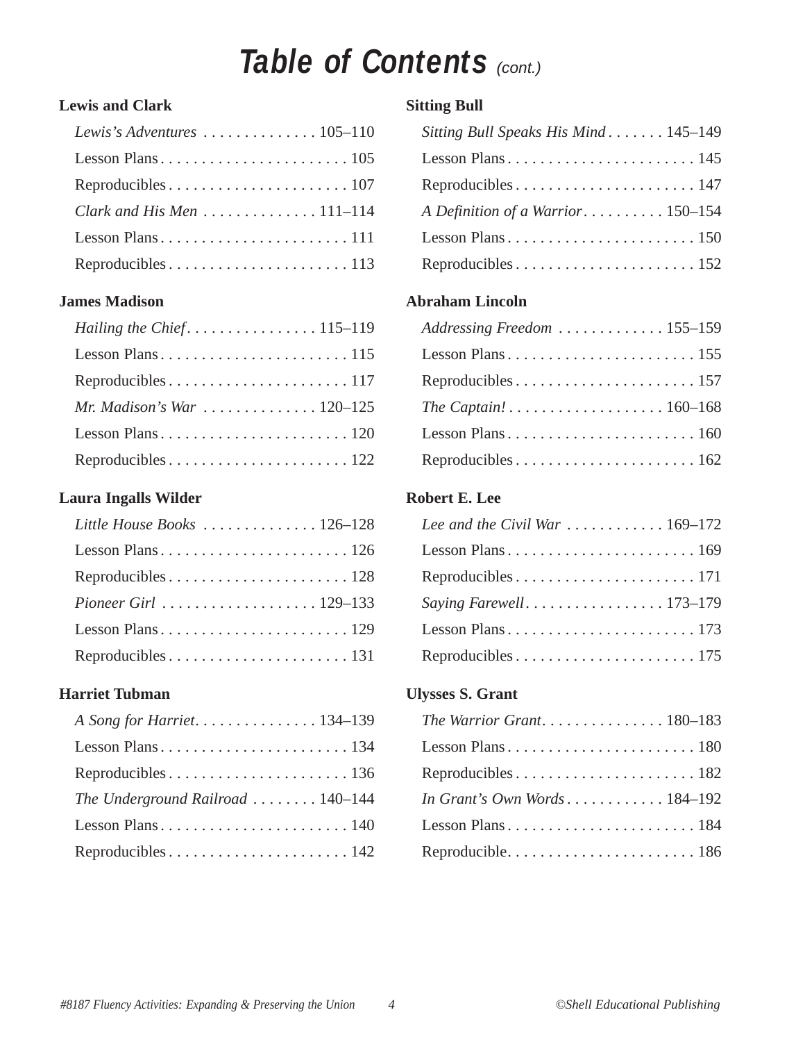# Table of Contents *(cont.)*

**Lewis and Clark**

- *Lewis's Adventures* . . . . . . . . . . . . . . 105–110
  - Lesson Plans . . . . . . . . . . . . . . . . . . . . . . . 105
  - Reproducibles . . . . . . . . . . . . . . . . . . . . . . 107
- *Clark and His Men* . . . . . . . . . . . . . . 111–114
  - Lesson Plans . . . . . . . . . . . . . . . . . . . . . . . 111
  - Reproducibles . . . . . . . . . . . . . . . . . . . . . . 113

**James Madison**

- *Hailing the Chief* . . . . . . . . . . . . . . . . 115–119
  - Lesson Plans . . . . . . . . . . . . . . . . . . . . . . . 115
  - Reproducibles . . . . . . . . . . . . . . . . . . . . . . 117
- *Mr. Madison's War* . . . . . . . . . . . . . . 120–125
  - Lesson Plans . . . . . . . . . . . . . . . . . . . . . . . 120
  - Reproducibles . . . . . . . . . . . . . . . . . . . . . . 122

**Laura Ingalls Wilder**

- *Little House Books* . . . . . . . . . . . . . . 126–128
  - Lesson Plans . . . . . . . . . . . . . . . . . . . . . . . 126
  - Reproducibles . . . . . . . . . . . . . . . . . . . . . . 128
- *Pioneer Girl* . . . . . . . . . . . . . . . . . . . 129–133
  - Lesson Plans . . . . . . . . . . . . . . . . . . . . . . . 129
  - Reproducibles . . . . . . . . . . . . . . . . . . . . . . 131

**Harriet Tubman**

- *A Song for Harriet* . . . . . . . . . . . . . . . 134–139
  - Lesson Plans . . . . . . . . . . . . . . . . . . . . . . . 134
  - Reproducibles . . . . . . . . . . . . . . . . . . . . . . 136
- *The Underground Railroad* . . . . . . . . 140–144
  - Lesson Plans . . . . . . . . . . . . . . . . . . . . . . . 140
  - Reproducibles . . . . . . . . . . . . . . . . . . . . . . 142

**Sitting Bull**

- *Sitting Bull Speaks His Mind* . . . . . . . 145–149
  - Lesson Plans . . . . . . . . . . . . . . . . . . . . . . . 145
  - Reproducibles . . . . . . . . . . . . . . . . . . . . . . 147
- *A Definition of a Warrior* . . . . . . . . . . 150–154
  - Lesson Plans . . . . . . . . . . . . . . . . . . . . . . . 150
  - Reproducibles . . . . . . . . . . . . . . . . . . . . . . 152

**Abraham Lincoln**

- *Addressing Freedom* . . . . . . . . . . . . . 155–159
  - Lesson Plans . . . . . . . . . . . . . . . . . . . . . . . 155
  - Reproducibles . . . . . . . . . . . . . . . . . . . . . . 157
- *The Captain!* . . . . . . . . . . . . . . . . . . . 160–168
  - Lesson Plans . . . . . . . . . . . . . . . . . . . . . . . 160
  - Reproducibles . . . . . . . . . . . . . . . . . . . . . . 162

**Robert E. Lee**

- *Lee and the Civil War* . . . . . . . . . . . . 169–172
  - Lesson Plans . . . . . . . . . . . . . . . . . . . . . . . 169
  - Reproducibles . . . . . . . . . . . . . . . . . . . . . . 171
- *Saying Farewell* . . . . . . . . . . . . . . . . . 173–179
  - Lesson Plans . . . . . . . . . . . . . . . . . . . . . . . 173
  - Reproducibles . . . . . . . . . . . . . . . . . . . . . . 175

**Ulysses S. Grant**

- *The Warrior Grant* . . . . . . . . . . . . . . . 180–183
  - Lesson Plans . . . . . . . . . . . . . . . . . . . . . . . 180
  - Reproducibles . . . . . . . . . . . . . . . . . . . . . . 182
- *In Grant's Own Words* . . . . . . . . . . . . 184–192
  - Lesson Plans . . . . . . . . . . . . . . . . . . . . . . . 184
  - Reproducible . . . . . . . . . . . . . . . . . . . . . . . 186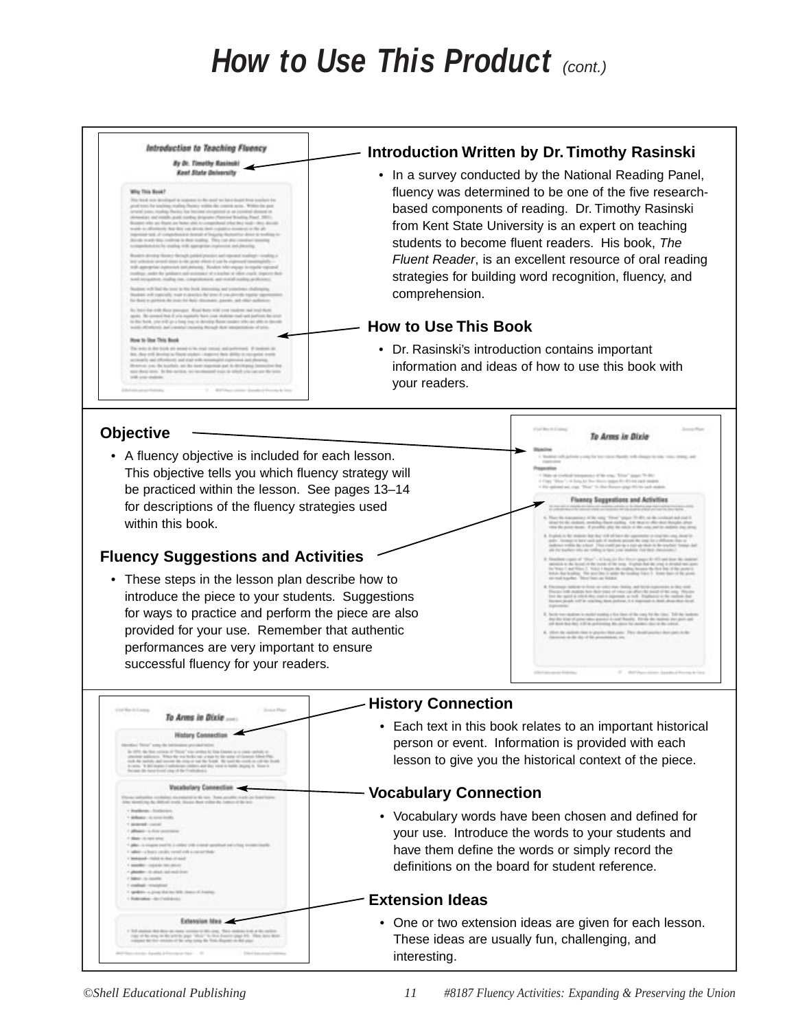# How to Use This Product *(cont.)*

### Introduction Written by Dr. Timothy Rasinski

- In a survey conducted by the National Reading Panel, fluency was determined to be one of the five research-based components of reading. Dr. Timothy Rasinski from Kent State University is an expert on teaching students to become fluent readers. His book, *The Fluent Reader*, is an excellent resource of oral reading strategies for building word recognition, fluency, and comprehension.

### How to Use This Book

- Dr. Rasinski's introduction contains important information and ideas of how to use this book with your readers.

### Objective

- A fluency objective is included for each lesson. This objective tells you which fluency strategy will be practiced within the lesson. See pages 13–14 for descriptions of the fluency strategies used within this book.

### Fluency Suggestions and Activities

- These steps in the lesson plan describe how to introduce the piece to your students. Suggestions for ways to practice and perform the piece are also provided for your use. Remember that authentic performances are very important to ensure successful fluency for your readers.

### History Connection

- Each text in this book relates to an important historical person or event. Information is provided with each lesson to give you the historical context of the piece.

### Vocabulary Connection

- Vocabulary words have been chosen and defined for your use. Introduce the words to your students and have them define the words or simply record the definitions on the board for student reference.

### Extension Ideas

- One or two extension ideas are given for each lesson. These ideas are usually fun, challenging, and interesting.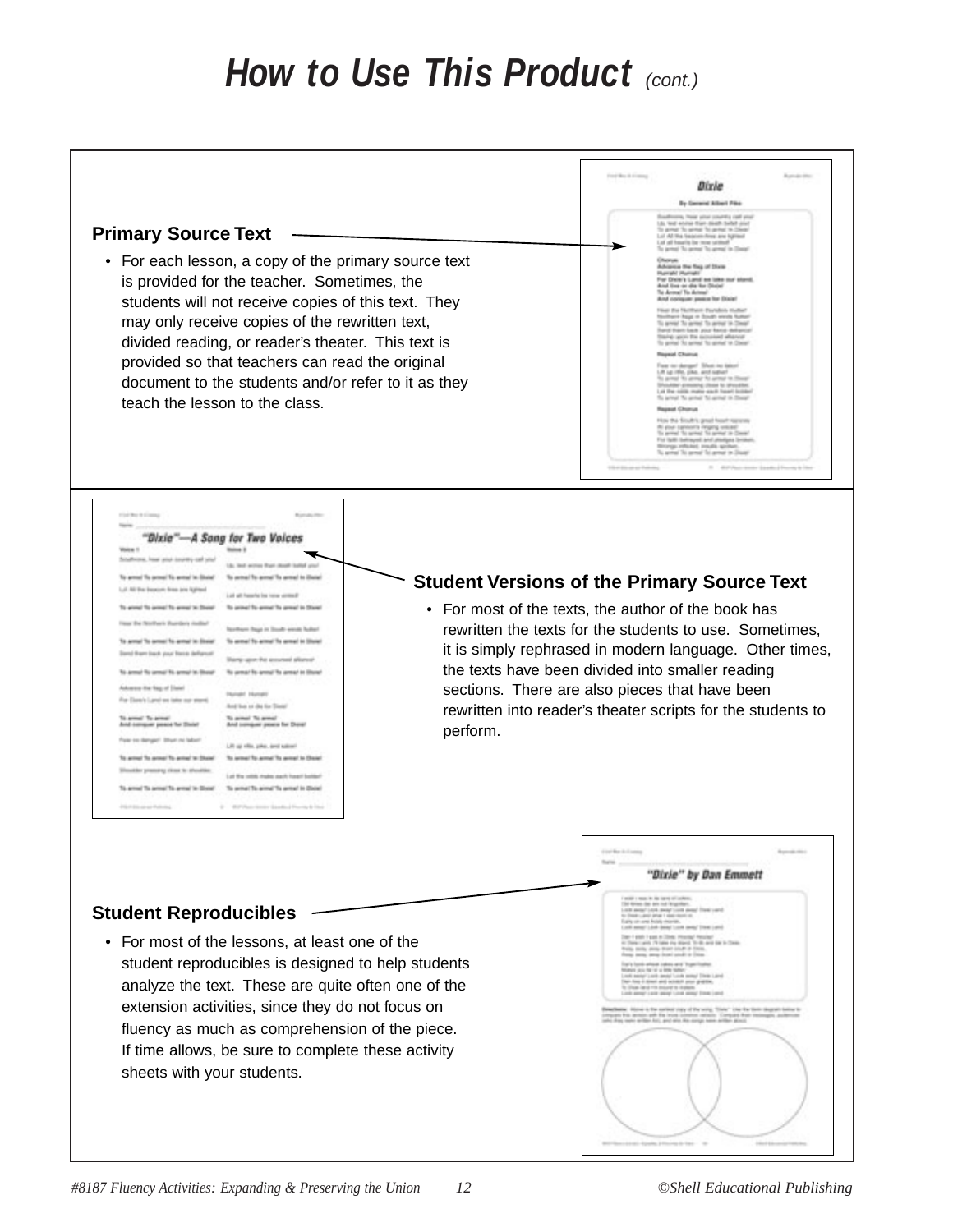# How to Use This Product *(cont.)*

**Primary Source Text**

- For each lesson, a copy of the primary source text is provided for the teacher. Sometimes, the students will not receive copies of this text. They may only receive copies of the rewritten text, divided reading, or reader's theater. This text is provided so that teachers can read the original document to the students and/or refer to it as they teach the lesson to the class.

**Student Versions of the Primary Source Text**

- For most of the texts, the author of the book has rewritten the texts for the students to use. Sometimes, it is simply rephrased in modern language. Other times, the texts have been divided into smaller reading sections. There are also pieces that have been rewritten into reader's theater scripts for the students to perform.

**Student Reproducibles**

- For most of the lessons, at least one of the student reproducibles is designed to help students analyze the text. These are quite often one of the extension activities, since they do not focus on fluency as much as comprehension of the piece. If time allows, be sure to complete these activity sheets with your students.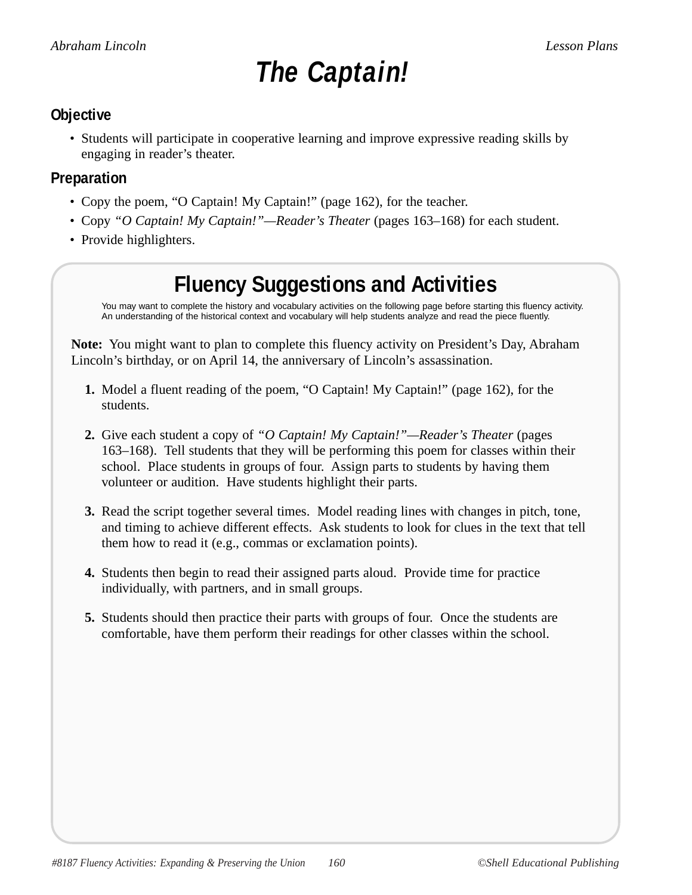# The Captain!

## Objective

- Students will participate in cooperative learning and improve expressive reading skills by engaging in reader's theater.

## Preparation

- Copy the poem, "O Captain! My Captain!" (page 162), for the teacher.
- Copy *"O Captain! My Captain!"—Reader's Theater* (pages 163–168) for each student.
- Provide highlighters.

## Fluency Suggestions and Activities

You may want to complete the history and vocabulary activities on the following page before starting this fluency activity. An understanding of the historical context and vocabulary will help students analyze and read the piece fluently.

**Note:** You might want to plan to complete this fluency activity on President's Day, Abraham Lincoln's birthday, or on April 14, the anniversary of Lincoln's assassination.

1. Model a fluent reading of the poem, "O Captain! My Captain!" (page 162), for the students.
2. Give each student a copy of *"O Captain! My Captain!"—Reader's Theater* (pages 163–168). Tell students that they will be performing this poem for classes within their school. Place students in groups of four. Assign parts to students by having them volunteer or audition. Have students highlight their parts.
3. Read the script together several times. Model reading lines with changes in pitch, tone, and timing to achieve different effects. Ask students to look for clues in the text that tell them how to read it (e.g., commas or exclamation points).
4. Students then begin to read their assigned parts aloud. Provide time for practice individually, with partners, and in small groups.
5. Students should then practice their parts with groups of four. Once the students are comfortable, have them perform their readings for other classes within the school.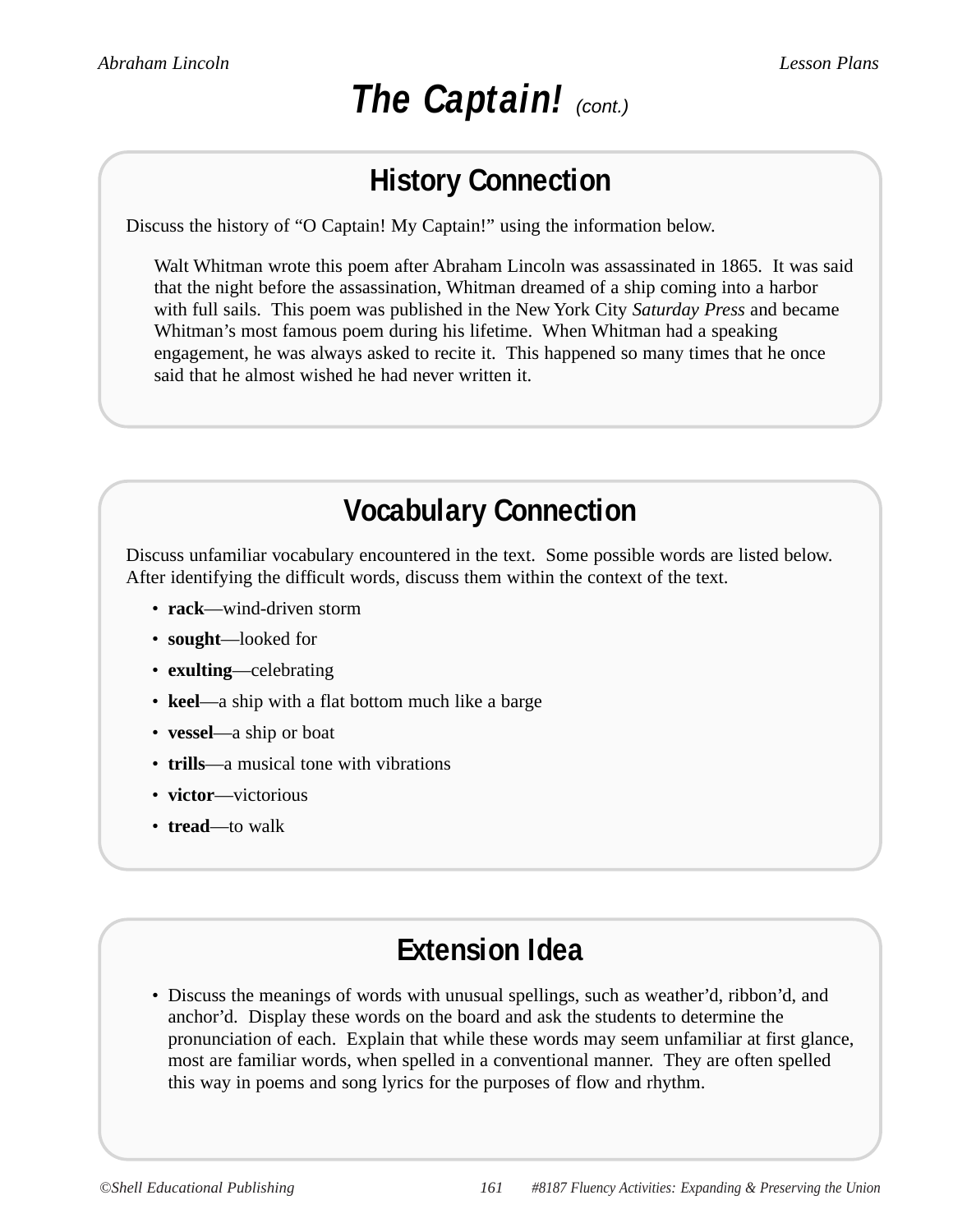# *The Captain!* (cont.)

## History Connection

Discuss the history of “O Captain! My Captain!” using the information below.

> Walt Whitman wrote this poem after Abraham Lincoln was assassinated in 1865. It was said that the night before the assassination, Whitman dreamed of a ship coming into a harbor with full sails. This poem was published in the New York City *Saturday Press* and became Whitman’s most famous poem during his lifetime. When Whitman had a speaking engagement, he was always asked to recite it. This happened so many times that he once said that he almost wished he had never written it.

## Vocabulary Connection

Discuss unfamiliar vocabulary encountered in the text. Some possible words are listed below. After identifying the difficult words, discuss them within the context of the text.

- **rack**—wind-driven storm
- **sought**—looked for
- **exulting**—celebrating
- **keel**—a ship with a flat bottom much like a barge
- **vessel**—a ship or boat
- **trills**—a musical tone with vibrations
- **victor**—victorious
- **tread**—to walk

## Extension Idea

- Discuss the meanings of words with unusual spellings, such as weather’d, ribbon’d, and anchor’d. Display these words on the board and ask the students to determine the pronunciation of each. Explain that while these words may seem unfamiliar at first glance, most are familiar words, when spelled in a conventional manner. They are often spelled this way in poems and song lyrics for the purposes of flow and rhythm.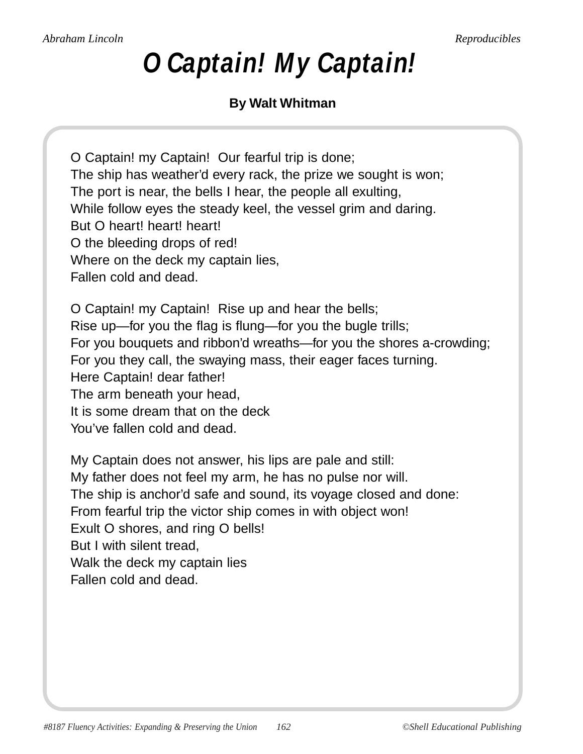# O Captain! My Captain!

**By Walt Whitman**

O Captain! my Captain! Our fearful trip is done;
The ship has weather'd every rack, the prize we sought is won;
The port is near, the bells I hear, the people all exulting,
While follow eyes the steady keel, the vessel grim and daring.
But O heart! heart! heart!
O the bleeding drops of red!
Where on the deck my captain lies,
Fallen cold and dead.

O Captain! my Captain! Rise up and hear the bells;
Rise up—for you the flag is flung—for you the bugle trills;
For you bouquets and ribbon'd wreaths—for you the shores a-crowding;
For you they call, the swaying mass, their eager faces turning.
Here Captain! dear father!
The arm beneath your head,
It is some dream that on the deck
You've fallen cold and dead.

My Captain does not answer, his lips are pale and still:
My father does not feel my arm, he has no pulse nor will.
The ship is anchor'd safe and sound, its voyage closed and done:
From fearful trip the victor ship comes in with object won!
Exult O shores, and ring O bells!
But I with silent tread,
Walk the deck my captain lies
Fallen cold and dead.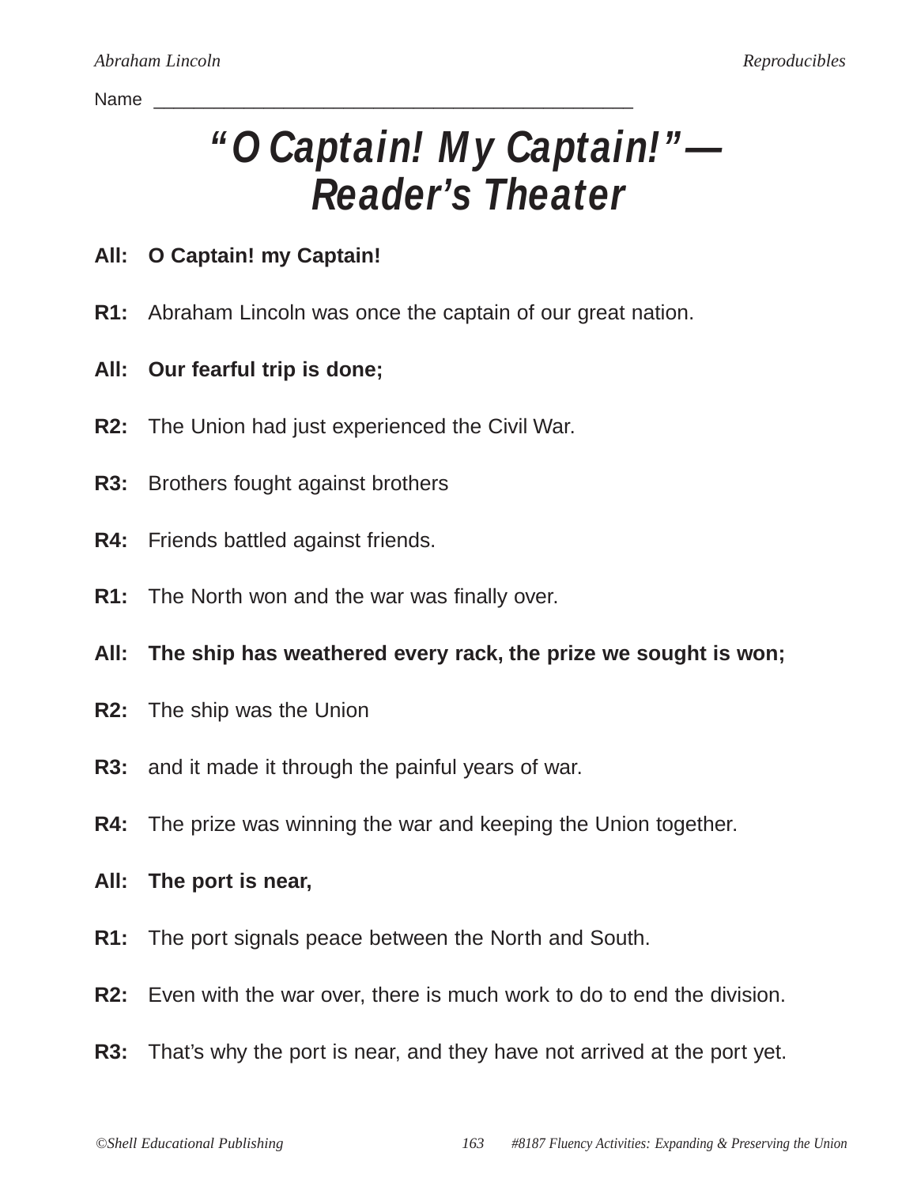Name ______________________________________________

# "O Captain! My Captain!"—Reader's Theater

**All:** **O Captain! my Captain!**

**R1:** Abraham Lincoln was once the captain of our great nation.

**All:** **Our fearful trip is done;**

**R2:** The Union had just experienced the Civil War.

**R3:** Brothers fought against brothers

**R4:** Friends battled against friends.

**R1:** The North won and the war was finally over.

**All:** **The ship has weathered every rack, the prize we sought is won;**

**R2:** The ship was the Union

**R3:** and it made it through the painful years of war.

**R4:** The prize was winning the war and keeping the Union together.

**All:** **The port is near,**

**R1:** The port signals peace between the North and South.

**R2:** Even with the war over, there is much work to do to end the division.

**R3:** That's why the port is near, and they have not arrived at the port yet.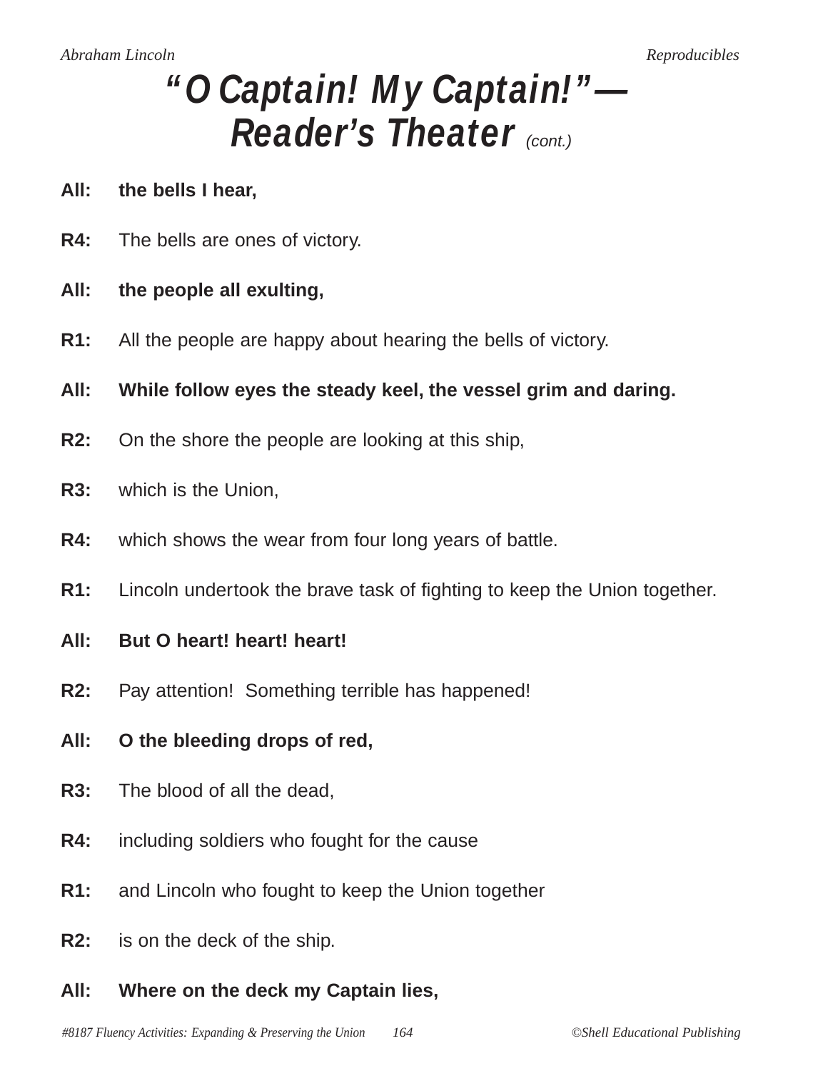# "O Captain! My Captain!"— Reader's Theater *(cont.)*

**All:** **the bells I hear,**

**R4:** The bells are ones of victory.

**All:** **the people all exulting,**

**R1:** All the people are happy about hearing the bells of victory.

**All:** **While follow eyes the steady keel, the vessel grim and daring.**

**R2:** On the shore the people are looking at this ship,

**R3:** which is the Union,

**R4:** which shows the wear from four long years of battle.

**R1:** Lincoln undertook the brave task of fighting to keep the Union together.

**All:** **But O heart! heart! heart!**

**R2:** Pay attention! Something terrible has happened!

**All:** **O the bleeding drops of red,**

**R3:** The blood of all the dead,

**R4:** including soldiers who fought for the cause

**R1:** and Lincoln who fought to keep the Union together

**R2:** is on the deck of the ship.

**All:** **Where on the deck my Captain lies,**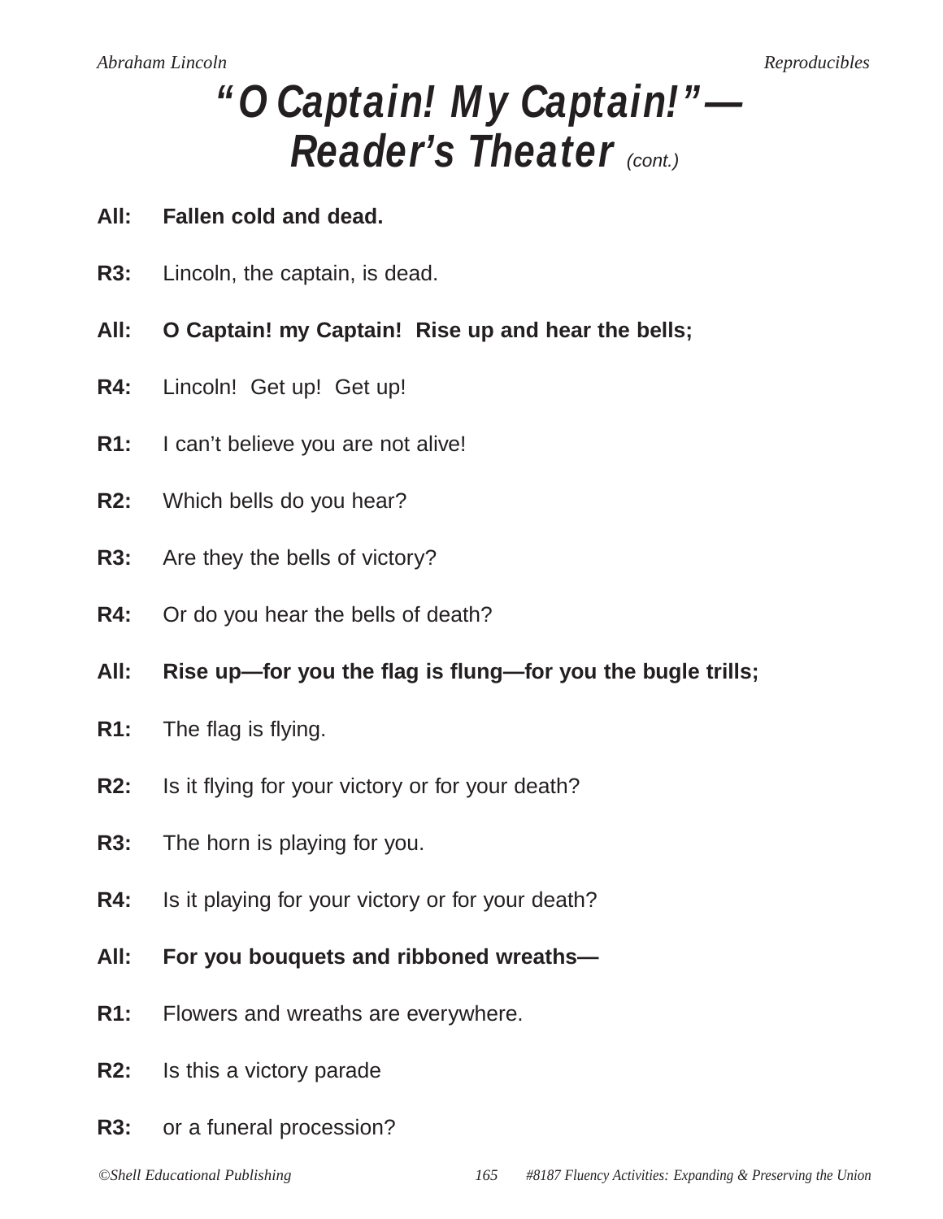# "O Captain! My Captain!"—Reader's Theater *(cont.)*

**All:** **Fallen cold and dead.**

**R3:** Lincoln, the captain, is dead.

**All:** **O Captain! my Captain! Rise up and hear the bells;**

**R4:** Lincoln! Get up! Get up!

**R1:** I can't believe you are not alive!

**R2:** Which bells do you hear?

**R3:** Are they the bells of victory?

**R4:** Or do you hear the bells of death?

**All:** **Rise up—for you the flag is flung—for you the bugle trills;**

**R1:** The flag is flying.

**R2:** Is it flying for your victory or for your death?

**R3:** The horn is playing for you.

**R4:** Is it playing for your victory or for your death?

**All:** **For you bouquets and ribboned wreaths—**

**R1:** Flowers and wreaths are everywhere.

**R2:** Is this a victory parade

**R3:** or a funeral procession?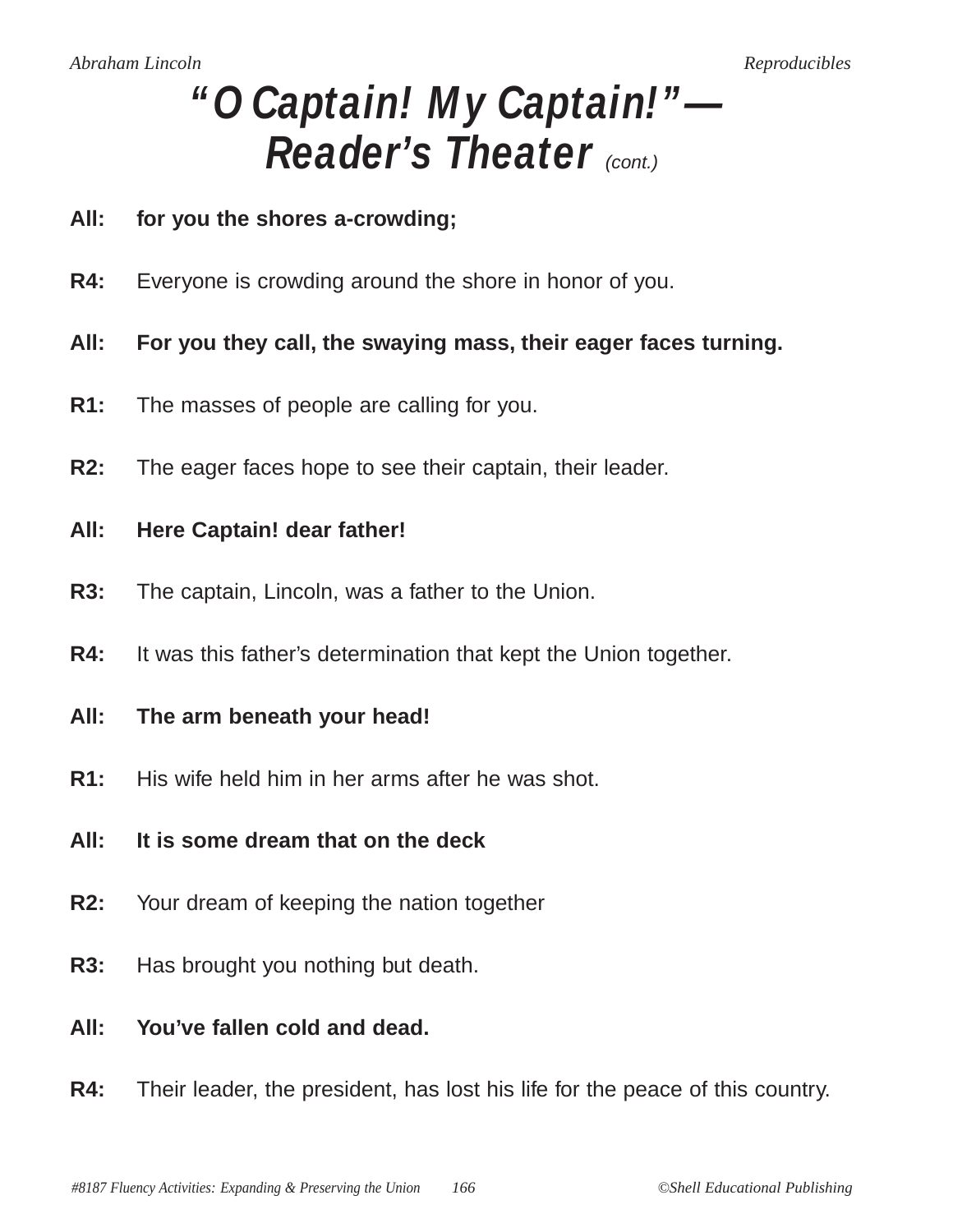# "O Captain! My Captain!"— Reader's Theater *(cont.)*

**All:** **for you the shores a-crowding;**

**R4:** Everyone is crowding around the shore in honor of you.

**All:** **For you they call, the swaying mass, their eager faces turning.**

**R1:** The masses of people are calling for you.

**R2:** The eager faces hope to see their captain, their leader.

**All:** **Here Captain! dear father!**

**R3:** The captain, Lincoln, was a father to the Union.

**R4:** It was this father's determination that kept the Union together.

**All:** **The arm beneath your head!**

**R1:** His wife held him in her arms after he was shot.

**All:** **It is some dream that on the deck**

**R2:** Your dream of keeping the nation together

**R3:** Has brought you nothing but death.

**All:** **You've fallen cold and dead.**

**R4:** Their leader, the president, has lost his life for the peace of this country.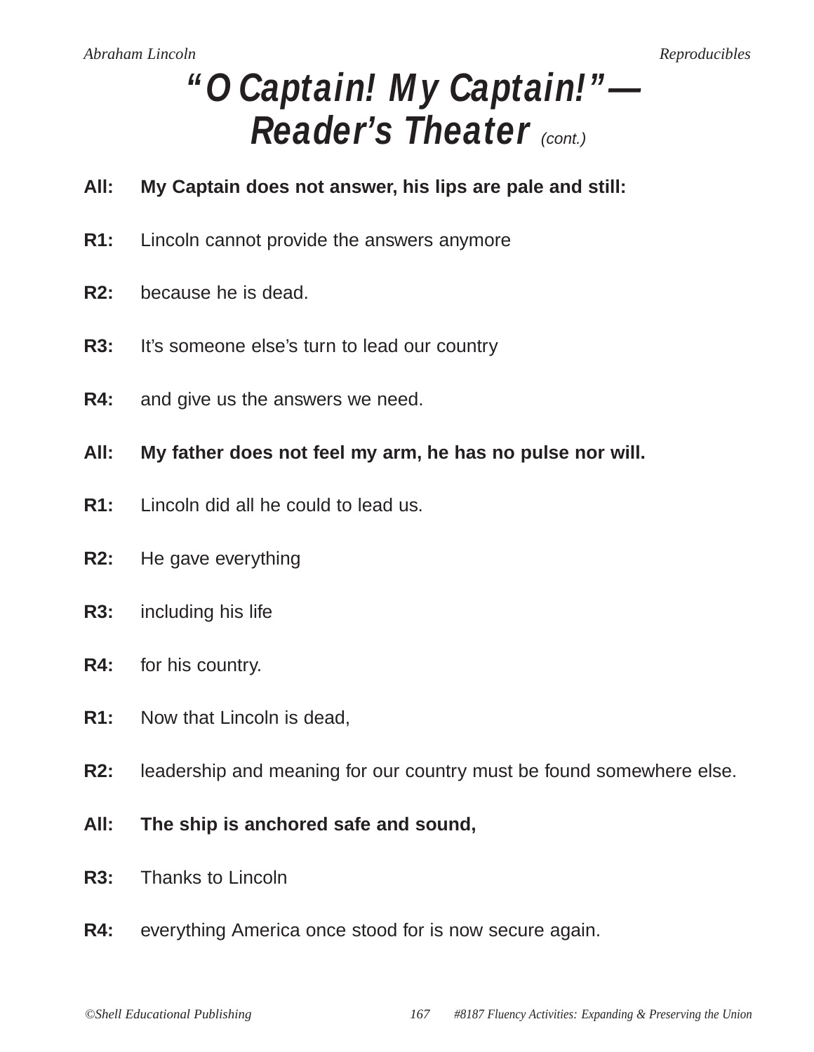# "O Captain! My Captain!"—Reader's Theater *(cont.)*

**All:** **My Captain does not answer, his lips are pale and still:**

**R1:** Lincoln cannot provide the answers anymore

**R2:** because he is dead.

**R3:** It's someone else's turn to lead our country

**R4:** and give us the answers we need.

**All:** **My father does not feel my arm, he has no pulse nor will.**

**R1:** Lincoln did all he could to lead us.

**R2:** He gave everything

**R3:** including his life

**R4:** for his country.

**R1:** Now that Lincoln is dead,

**R2:** leadership and meaning for our country must be found somewhere else.

**All:** **The ship is anchored safe and sound,**

**R3:** Thanks to Lincoln

**R4:** everything America once stood for is now secure again.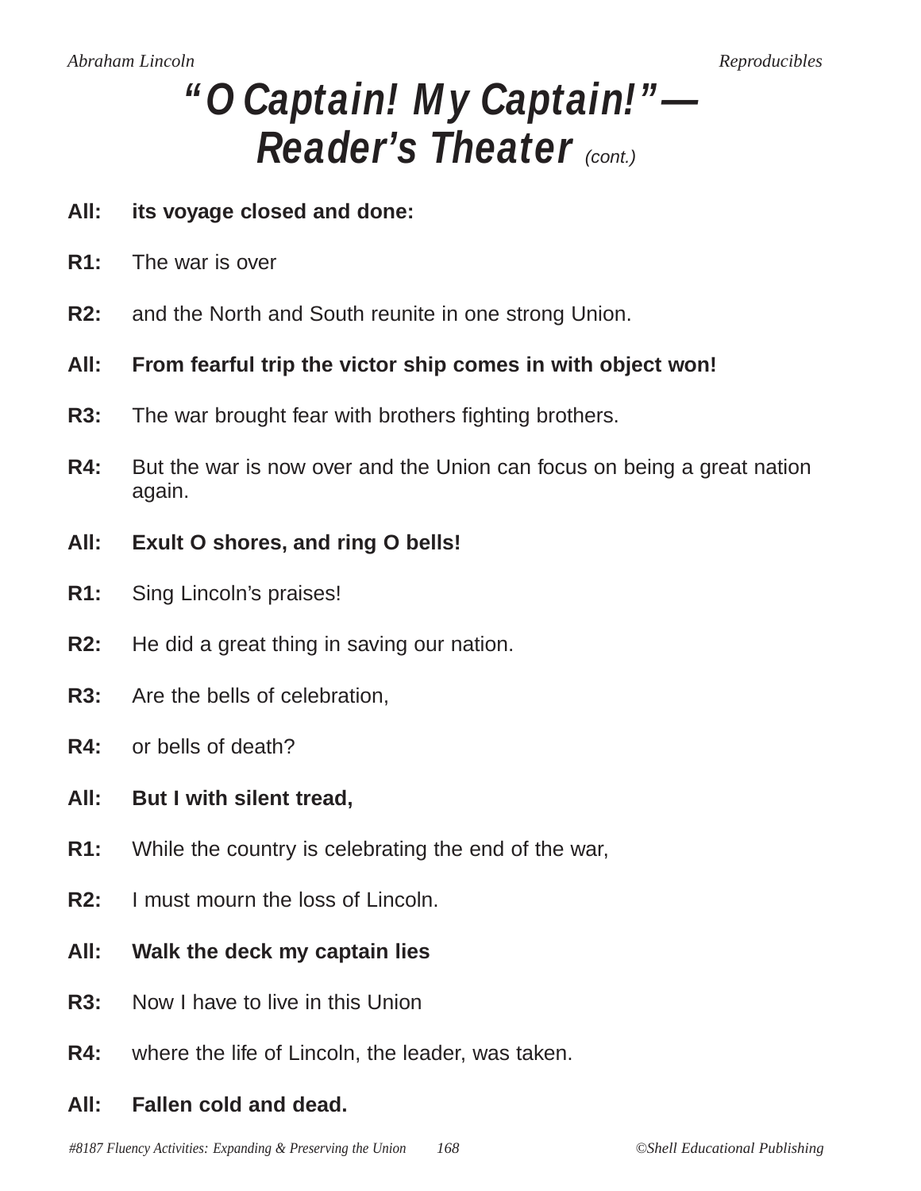# "O Captain! My Captain!"—Reader's Theater *(cont.)*

**All:** **its voyage closed and done:**

**R1:** The war is over

**R2:** and the North and South reunite in one strong Union.

**All:** **From fearful trip the victor ship comes in with object won!**

**R3:** The war brought fear with brothers fighting brothers.

**R4:** But the war is now over and the Union can focus on being a great nation again.

**All:** **Exult O shores, and ring O bells!**

**R1:** Sing Lincoln's praises!

**R2:** He did a great thing in saving our nation.

**R3:** Are the bells of celebration,

**R4:** or bells of death?

**All:** **But I with silent tread,**

**R1:** While the country is celebrating the end of the war,

**R2:** I must mourn the loss of Lincoln.

**All:** **Walk the deck my captain lies**

**R3:** Now I have to live in this Union

**R4:** where the life of Lincoln, the leader, was taken.

**All:** **Fallen cold and dead.**